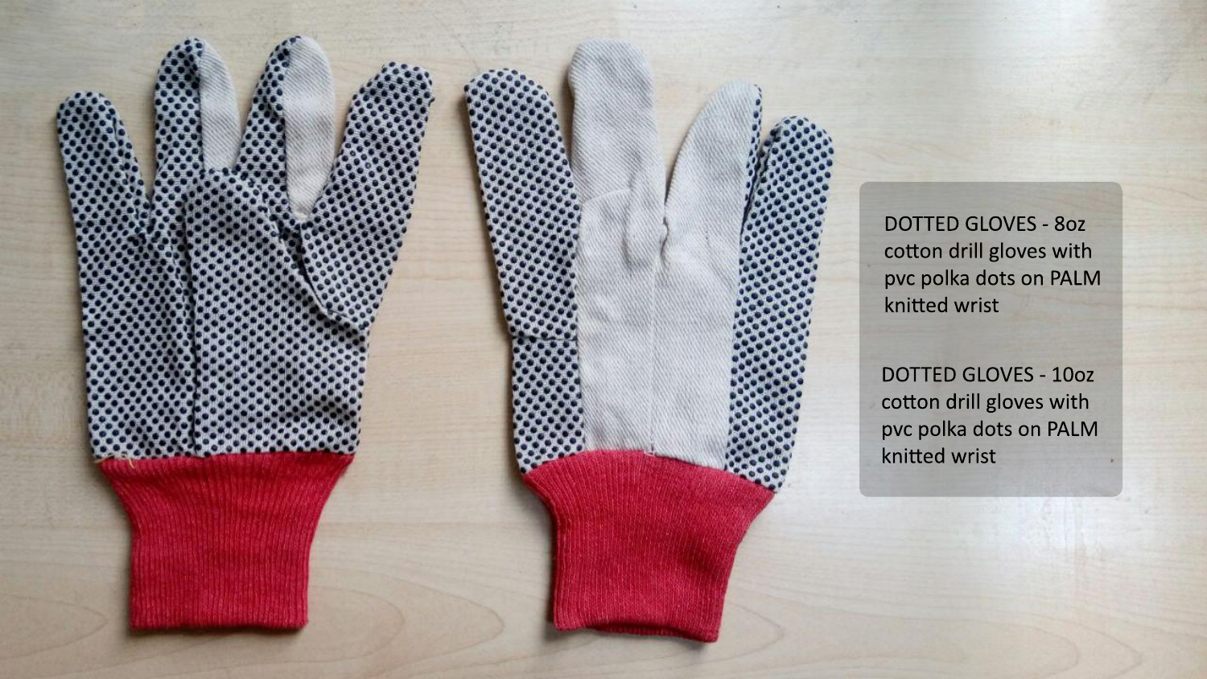DOTTED GLOVES - 8oz cotton drill gloves with pvc polka dots on PALM knitted wrist

DOTTED GLOVES - 10oz cotton drill gloves with pvc polka dots on PALM knitted wrist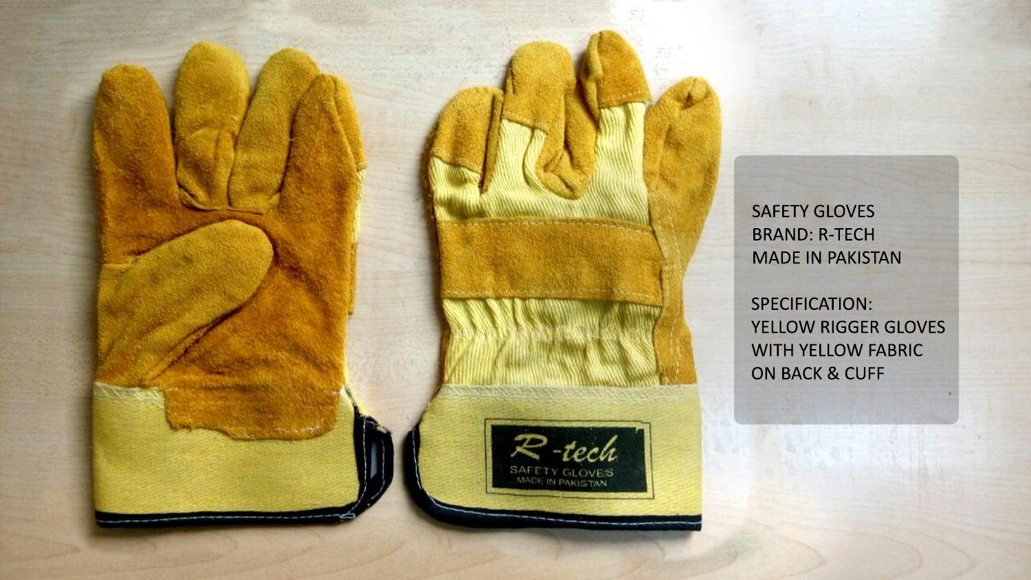SAFETY GLOVES
BRAND: R-TECH
MADE IN PAKISTAN

SPECIFICATION:
YELLOW RIGGER GLOVES
WITH YELLOW FABRIC
ON BACK & CUFF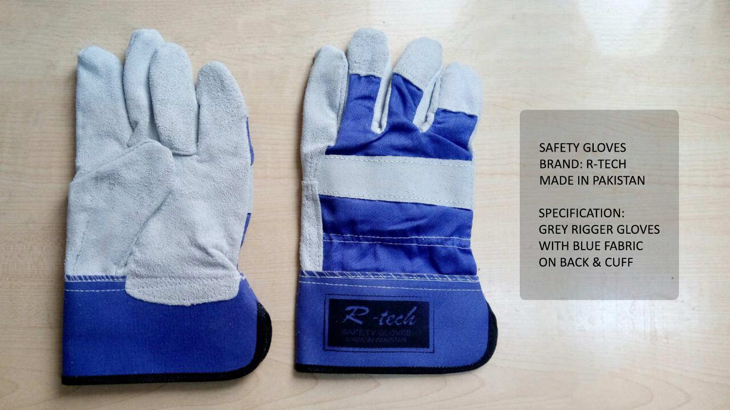SAFETY GLOVES
BRAND: R-TECH
MADE IN PAKISTAN

SPECIFICATION:
GREY RIGGER GLOVES
WITH BLUE FABRIC
ON BACK & CUFF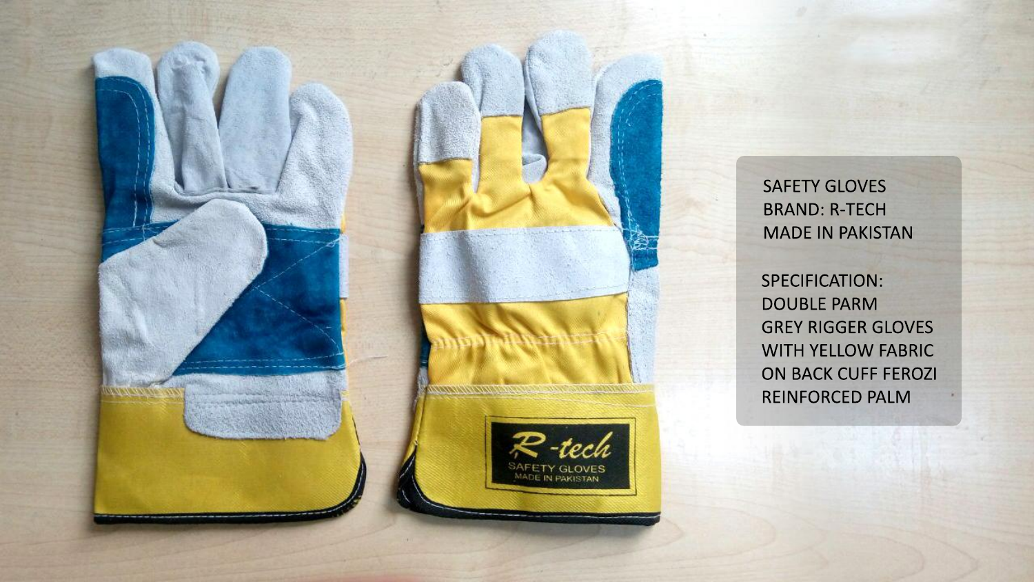SAFETY GLOVES
BRAND: R-TECH
MADE IN PAKISTAN

SPECIFICATION:
DOUBLE PARM
GREY RIGGER GLOVES
WITH YELLOW FABRIC
ON BACK CUFF FEROZI
REINFORCED PALM